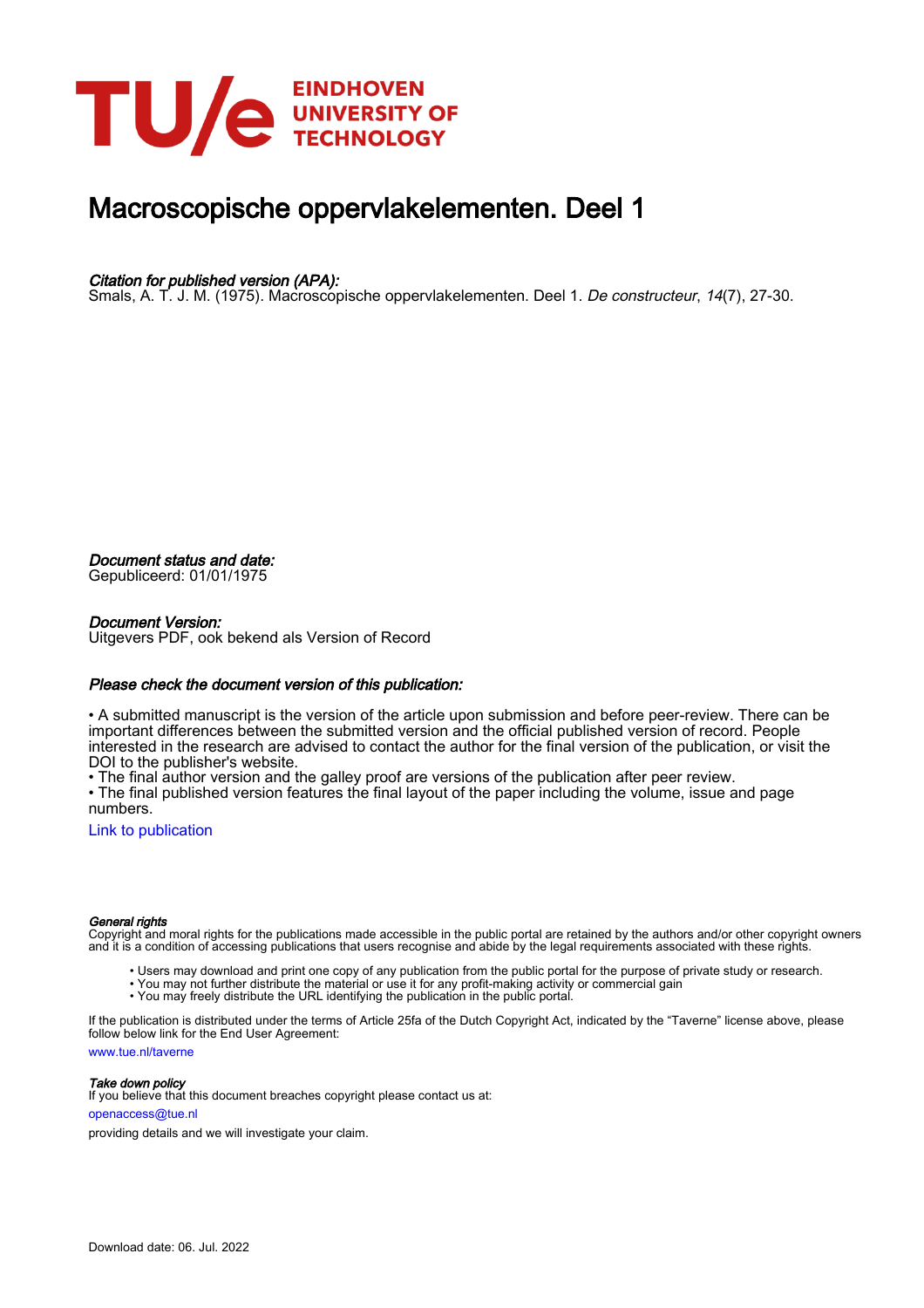EINDHOVEN UNIVERSITY OF TECHNOLOGY

# Macroscopische oppervlakelementen. Deel 1

*Citation for published version (APA):*
Smals, A. T. J. M. (1975). Macroscopische oppervlakelementen. Deel 1. *De constructeur*, *14*(7), 27-30.

*Document status and date:*
Gepubliceerd: 01/01/1975

*Document Version:*
Uitgevers PDF, ook bekend als Version of Record

*Please check the document version of this publication:*

• A submitted manuscript is the version of the article upon submission and before peer-review. There can be important differences between the submitted version and the official published version of record. People interested in the research are advised to contact the author for the final version of the publication, or visit the DOI to the publisher's website.
• The final author version and the galley proof are versions of the publication after peer review.
• The final published version features the final layout of the paper including the volume, issue and page numbers.

Link to publication

*General rights*
Copyright and moral rights for the publications made accessible in the public portal are retained by the authors and/or other copyright owners and it is a condition of accessing publications that users recognise and abide by the legal requirements associated with these rights.

- Users may download and print one copy of any publication from the public portal for the purpose of private study or research.
- You may not further distribute the material or use it for any profit-making activity or commercial gain
- You may freely distribute the URL identifying the publication in the public portal.

If the publication is distributed under the terms of Article 25fa of the Dutch Copyright Act, indicated by the "Taverne" license above, please follow below link for the End User Agreement:

www.tue.nl/taverne

*Take down policy*
If you believe that this document breaches copyright please contact us at:

openaccess@tue.nl

providing details and we will investigate your claim.

Download date: 06. Jul. 2022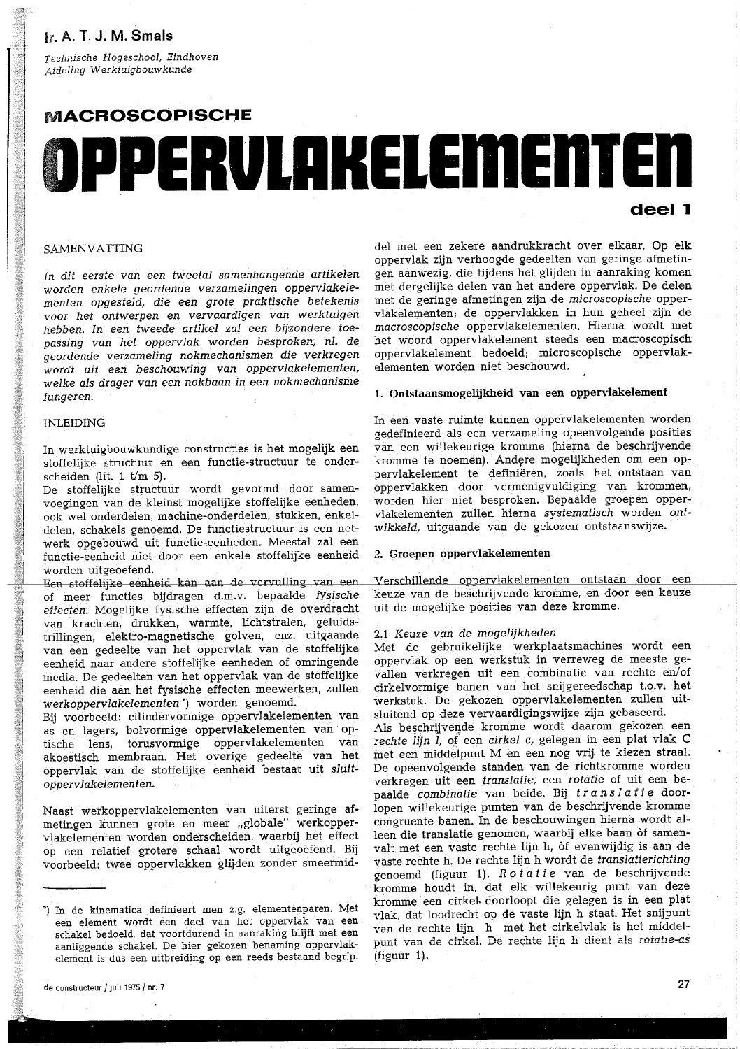Ir. A. T. J. M. Smals

*Technische Hogeschool, Eindhoven*
*Afdeling Werktuigbouwkunde*

# MACROSCOPISCHE OPPERVLAKELEMENTEN

## deel 1

### SAMENVATTING

*In dit eerste van een tweetal samenhangende artikelen worden enkele geordende verzamelingen oppervlakelementen opgesteld, die een grote praktische betekenis voor het ontwerpen en vervaardigen van werktuigen hebben. In een tweede artikel zal een bijzondere toepassing van het oppervlak worden besproken, nl. de geordende verzameling nokmechanismen die verkregen wordt uit een beschouwing van oppervlakelementen, welke als drager van een nokbaan in een nokmechanisme fungeren.*

### INLEIDING

In werktuigbouwkundige constructies is het mogelijk een stoffelijke structuur en een functie-structuur te onderscheiden (lit. 1 t/m 5).

De stoffelijke structuur wordt gevormd door samenvoegingen van de kleinst mogelijke stoffelijke eenheden, ook wel onderdelen, machine-onderdelen, stukken, enkeldelen, schakels genoemd. De functiestructuur is een netwerk opgebouwd uit functie-eenheden. Meestal zal een functie-eenheid niet door een enkele stoffelijke eenheid worden uitgeoefend.

Een stoffelijke eenheid kan aan de vervulling van een of meer functies bijdragen d.m.v. bepaalde *fysische effecten.* Mogelijke fysische effecten zijn de overdracht van krachten, drukken, warmte, lichtstralen, geluidstrillingen, elektro-magnetische golven, enz. uitgaande van een gedeelte van het oppervlak van de stoffelijke eenheid naar andere stoffelijke eenheden of omringende media. De gedeelten van het oppervlak van de stoffelijke eenheid die aan het fysische effecten meewerken, zullen *werkoppervlakelementen* *) worden genoemd.

Bij voorbeeld: cilindervormige oppervlakelementen van as en lagers, bolvormige oppervlakelementen van optische lens, torusvormige oppervlakelementen van akoestisch membraan. Het overige gedeelte van het oppervlak van de stoffelijke eenheid bestaat uit *sluitoppervlakelementen.*

Naast werkoppervlakelementen van uiterst geringe afmetingen kunnen grote en meer „globale" werkoppervlakelementen worden onderscheiden, waarbij het effect op een relatief grotere schaal wordt uitgeoefend. Bij voorbeeld: twee oppervlakken glijden zonder smeermiddel met een zekere aandrukkracht over elkaar. Op elk oppervlak zijn verhoogde gedeelten van geringe afmetingen aanwezig, die tijdens het glijden in aanraking komen met dergelijke delen van het andere oppervlak. De delen met de geringe afmetingen zijn de *microscopische* oppervlakelementen; de oppervlakken in hun geheel zijn de *macroscopische* oppervlakelementen. Hierna wordt met het woord oppervlakelement steeds een macroscopisch oppervlakelement bedoeld; microscopische oppervlakelementen worden niet beschouwd.

### 1. Ontstaansmogelijkheid van een oppervlakelement

In een vaste ruimte kunnen oppervlakelementen worden gedefinieerd als een verzameling opeenvolgende posities van een willekeurige kromme (hierna de beschrijvende kromme te noemen). Andere mogelijkheden om een oppervlakelement te definiëren, zoals het ontstaan van oppervlakken door vermenigvuldiging van krommen, worden hier niet besproken. Bepaalde groepen oppervlakelementen zullen hierna *systematisch* worden *ontwikkeld,* uitgaande van de gekozen ontstaanswijze.

### 2. Groepen oppervlakelementen

Verschillende oppervlakelementen ontstaan door een keuze van de beschrijvende kromme, en door een keuze uit de mogelijke posities van deze kromme.

#### 2.1 *Keuze van de mogelijkheden*

Met de gebruikelijke werkplaatsmachines wordt een oppervlak op een werkstuk in verreweg de meeste gevallen verkregen uit een combinatie van rechte en/of cirkelvormige banen van het snijgereedschap t.o.v. het werkstuk. De gekozen oppervlakelementen zullen uitsluitend op deze vervaardigingswijze zijn gebaseerd.

Als beschrijvende kromme wordt daarom gekozen een *rechte lijn l,* of een *cirkel c,* gelegen in een plat vlak C met een middelpunt M en een nog vrij te kiezen straal. De opeenvolgende standen van de richtkromme worden verkregen uit een *translatie,* een *rotatie* of uit een bepaalde *combinatie* van beide. Bij *translatie* doorlopen willekeurige punten van de beschrijvende kromme congruente banen. In de beschouwingen hierna wordt alleen die translatie genomen, waarbij elke baan òf samenvalt met een vaste rechte lijn h, òf evenwijdig is aan de vaste rechte h. De rechte lijn h wordt de *translatierichting* genoemd (figuur 1). *Rotatie* van de beschrijvende kromme houdt in, dat elk willekeurig punt van deze kromme een cirkel doorloopt die gelegen is in een plat vlak, dat loodrecht op de vaste lijn h staat. Het snijpunt van de rechte lijn h met het cirkelvlak is het middelpunt van de cirkel. De rechte lijn h dient als *rotatie-as* (figuur 1).

---

*) In de kinematica definieert men z.g. elementenparen. Met een element wordt een deel van het oppervlak van een schakel bedoeld, dat voortdurend in aanraking blijft met een aanliggende schakel. De hier gekozen benaming oppervlakelement is dus een uitbreiding op een reeds bestaand begrip.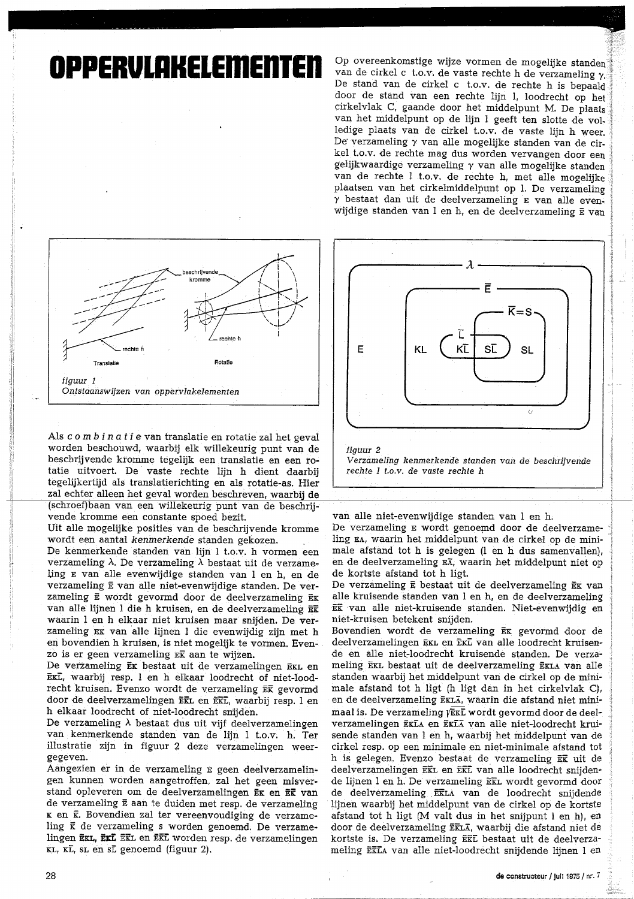# OPPERVLAKELEMENTEN

figuur 1
*Ontstaanswijzen van oppervlakelementen*

Als combinatie van translatie en rotatie zal het geval worden beschouwd, waarbij elk willekeurig punt van de beschrijvende kromme tegelijk een translatie en een rotatie uitvoert. De vaste rechte lijn h dient daarbij tegelijkertijd als translatierichting en als rotatie-as. Hier zal echter alleen het geval worden beschreven, waarbij de (schroef)baan van een willekeurig punt van de beschrijvende kromme een constante spoed bezit.

Uit alle mogelijke posities van de beschrijvende kromme wordt een aantal *kenmerkende* standen gekozen.

De kenmerkende standen van lijn l t.o.v. h vormen een verzameling λ. De verzameling λ bestaat uit de verzameling E van alle evenwijdige standen van l en h, en de verzameling Ē van alle niet-evenwijdige standen. De verzameling Ē wordt gevormd door de deelverzameling ĒK van alle lijnen l die h kruisen, en de deelverzameling ĒK̄ waarin l en h elkaar niet kruisen maar snijden. De verzameling EK van alle lijnen l die evenwijdig zijn met h en bovendien h kruisen, is niet mogelijk te vormen. Evenzo is er geen verzameling EK̄ aan te wijzen.

De verzameling ĒK bestaat uit de verzamelingen ĒKL en ĒKL̄, waarbij resp. l en h elkaar loodrecht of niet-loodrecht kruisen. Evenzo wordt de verzameling ĒK̄ gevormd door de deelverzamelingen ĒK̄L en ĒK̄L̄, waarbij resp. l en h elkaar loodrecht of niet-loodrecht snijden.

De verzameling λ bestaat dus uit vijf deelverzamelingen van kenmerkende standen van de lijn l t.o.v. h. Ter illustratie zijn in figuur 2 deze verzamelingen weergegeven.

Aangezien er in de verzameling E geen deelverzamelingen kunnen worden aangetroffen, zal het geen misverstand opleveren om de deelverzamelingen ĒK en ĒK̄ van de verzameling Ē aan te duiden met resp. de verzameling K en K̄. Bovendien zal ter vereenvoudiging de verzameling K̄ de verzameling S worden genoemd. De verzamelingen ĒKL, ĒKL̄, ĒK̄L en ĒK̄L̄ worden resp. de verzameling KL, KL̄, SL en SL̄ genoemd (figuur 2).

Op overeenkomstige wijze vormen de mogelijke standen van de cirkel c t.o.v. de vaste rechte h de verzameling γ. De stand van de cirkel c t.o.v. de rechte h is bepaald door de stand van een rechte lijn l, loodrecht op het cirkelvlak C, gaande door het middelpunt M. De plaats van het middelpunt op de lijn l geeft ten slotte de volledige plaats van de cirkel t.o.v. de vaste lijn h weer. De verzameling γ van alle mogelijke standen van de cirkel t.o.v. de rechte mag dus worden vervangen door een gelijkwaardige verzameling γ van alle mogelijke standen van de rechte l t.o.v. de rechte h, met alle mogelijke plaatsen van het cirkelmiddelpunt op l. De verzameling γ bestaat dan uit de deelverzameling E van alle evenwijdige standen van l en h, en de deelverzameling Ē van alle niet-evenwijdige standen van l en h.

figuur 2
*Verzameling kenmerkende standen van de beschrijvende rechte l t.o.v. de vaste rechte h*

De verzameling E wordt genoemd door de deelverzameling EA, waarin het middelpunt van de cirkel op de minimale afstand tot h is gelegen (l en h dus samenvallen), en de deelverzameling EĀ, waarin het middelpunt niet op de kortste afstand tot h ligt.

De verzameling Ē bestaat uit de deelverzameling ĒK van alle kruisende standen van l en h, en de deelverzameling ĒK̄ van alle niet-kruisende standen. Niet-evenwijdig en niet-kruisen betekent snijden.

Bovendien wordt de verzameling ĒK gevormd door de deelverzamelingen ĒKL en ĒKL̄ van alle loodrecht kruisende en alle niet-loodrecht kruisende standen. De verzameling ĒKL bestaat uit de deelverzameling ĒKLA van alle standen waarbij het middelpunt van de cirkel op de minimale afstand tot h ligt (h ligt dan in het cirkelvlak C), en de deelverzameling ĒKLĀ, waarin die afstand niet minimaal is. De verzameling ĒKL̄ wordt gevormd door de deelverzamelingen ĒKL̄A en ĒKL̄Ā van alle niet-loodrecht kruisende standen van l en h, waarbij het middelpunt van de cirkel resp. op een minimale en niet-minimale afstand tot h is gelegen. Evenzo bestaat de verzameling ĒK̄ uit de deelverzamelingen ĒK̄L en ĒK̄L̄ van alle loodrecht snijdende lijnen l en h. De verzameling ĒK̄L wordt gevormd door de deelverzameling ĒK̄LA van de loodrecht snijdende lijnen waarbij het middelpunt van de cirkel op de kortste afstand tot h ligt (M valt dus in het snijpunt l en h), en door de deelverzameling ĒK̄LĀ, waarbij die afstand niet de kortste is. De verzameling ĒK̄L̄ bestaat uit de deelverzameling ĒK̄L̄A van alle niet-loodrecht snijdende lijnen l en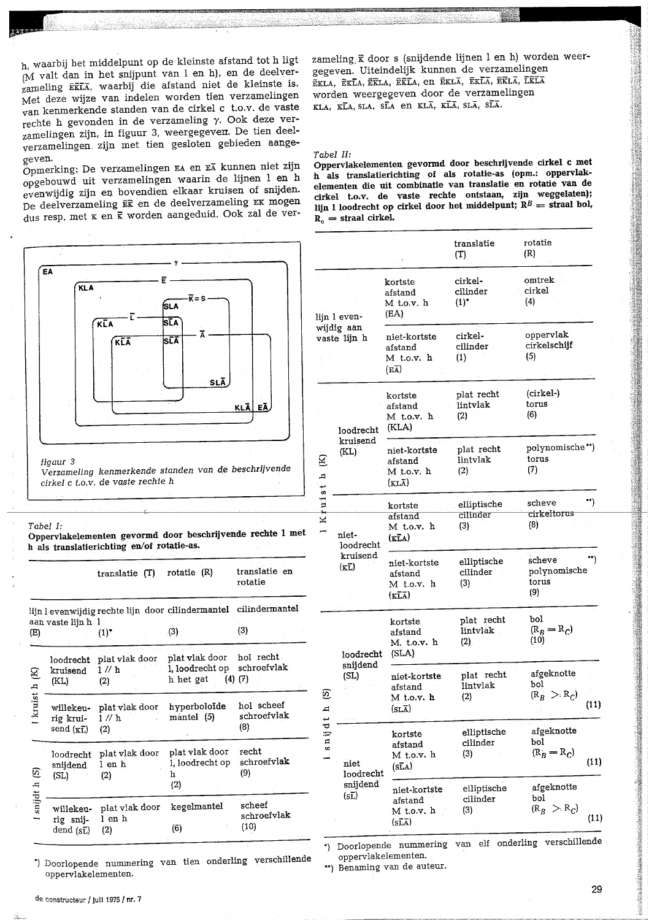h, waarbij het middelpunt op de kleinste afstand tot h ligt (M valt dan in het snijpunt van l en h), en de deelverzameling $\bar{E}K\bar{L}\bar{A}$, waarbij die afstand niet de kleinste is. Met deze wijze van indelen worden tien verzamelingen van kenmerkende standen van de cirkel c t.o.v. de vaste rechte h gevonden in de verzameling γ. Ook deze verzamelingen zijn, in figuur 3, weergegeven. De tien deelverzamelingen zijn met tien gesloten gebieden aangegeven.

Opmerking: De verzamelingen EA en $E\bar{A}$ kunnen niet zijn opgebouwd uit verzamelingen waarin de lijnen l en h evenwijdig zijn en bovendien elkaar kruisen of snijden. De deelverzameling $\bar{E}\bar{K}$ en de deelverzameling $\bar{E}K$ mogen dus resp. met K en $\bar{K}$ worden aangeduid. Ook zal de verzameling $\bar{K}$ door s (snijdende lijnen l en h) worden weergegeven. Uiteindelijk kunnen de verzamelingen $\bar{E}KLA$, $\bar{E}K\bar{L}A$, $\bar{E}\bar{K}LA$, $\bar{E}\bar{K}\bar{L}A$, en $\bar{E}KL\bar{A}$, $\bar{E}K\bar{L}\bar{A}$, $\bar{E}\bar{K}L\bar{A}$, $\bar{L}\bar{K}\bar{A}$ worden weergegeven door de verzamelingen KLA, $K\bar{L}A$, SLA, $S\bar{L}A$ en $KL\bar{A}$, $K\bar{L}\bar{A}$, $SL\bar{A}$, $S\bar{L}\bar{A}$.

*figuur 3*
*Verzameling kenmerkende standen van de beschrijvende cirkel c t.o.v. de vaste rechte h*

*Tabel I:*
**Oppervlakelementen gevormd door beschrijvende rechte l met h als translatierichting en/of rotatie-as.**

| | | translatie (T) | rotatie (R) | translatie en rotatie |
|---|---|---|---|---|
| lijn l evenwijdig aan vaste lijn h (E) | | rechte lijn door l (1)* | cilindermantel (3) | cilindermantel (3) |
| l kruist h (K) | loodrecht kruisend (KL) | plat vlak door l // h (2) | plat vlak door l, loodrecht op h het gat (4) | hol recht schroefvlak (7) |
| | willekeurig kruisend ($K\bar{L}$) | plat vlak door l // h (2) | hyperboloïde mantel (5) | hol scheef schroefvlak (8) |
| l snijdt h (S) | loodrecht snijdend (SL) | plat vlak door l en h (2) | plat vlak door l, loodrecht op h (2) | recht schroefvlak (9) |
| | willekeurig snijdend ($S\bar{L}$) | plat vlak door l en h (2) | kegelmantel (6) | scheef schroefvlak (10) |

*) Doorlopende nummering van tien onderling verschillende oppervlakelementen.

*Tabel II:*
**Oppervlakelementen gevormd door beschrijvende cirkel c met h als translatierichting of als rotatie-as (opm.: oppervlakelementen die uit combinatie van translatie en rotatie van de cirkel t.o.v. de vaste rechte ontstaan, zijn weggelaten); lijn l loodrecht op cirkel door het middelpunt; $R^B$ = straal bol, $R_c$ = straal cirkel.**

| | | | translatie (T) | rotatie (R) |
|---|---|---|---|---|
| lijn l evenwijdig aan vaste lijn h | | kortste afstand M t.o.v. h (EA) | cirkelcilinder (1)* | omtrek cirkel (4) |
| | | niet-kortste afstand M t.o.v. h ($E\bar{A}$) | cirkelcilinder (1) | oppervlak cirkelschijf (5) |
| l kruist h (K) | loodrecht kruisend (KL) | kortste afstand M t.o.v. h (KLA) | plat recht lintvlak (2) | (cirkel-) torus (6) |
| | | niet-kortste afstand M t.o.v. h ($KL\bar{A}$) | plat recht lintvlak (2) | polynomische**) torus (7) |
| | niet-loodrecht kruisend ($K\bar{L}$) | kortste afstand M t.o.v. h ($K\bar{L}A$) | elliptische cilinder (3) | scheve**) cirkeltorus (8) |
| | | niet-kortste afstand M t.o.v. h ($K\bar{L}\bar{A}$) | elliptische cilinder (3) | scheve**) polynomische torus (9) |
| l snijdt h (S) | loodrecht snijdend (SL) | kortste afstand M. t.o.v. h (SLA) | plat recht lintvlak (2) | bol ($R_B = R_C$) (10) |
| | | niet-kortste afstand M t.o.v. h ($SL\bar{A}$) | plat recht lintvlak (2) | afgeknotte bol ($R_B > R_C$) (11) |
| | niet loodrecht snijdend ($S\bar{L}$) | kortste afstand M t.o.v. h ($S\bar{L}A$) | elliptische cilinder (3) | afgeknotte bol ($R_B = R_C$) (11) |
| | | niet-kortste afstand M t.o.v. h ($S\bar{L}\bar{A}$) | elliptische cilinder (3) | afgeknotte bol ($R_B > R_C$) (11) |

*) Doorlopende nummering van elf onderling verschillende oppervlakelementen.
**) Benaming van de auteur.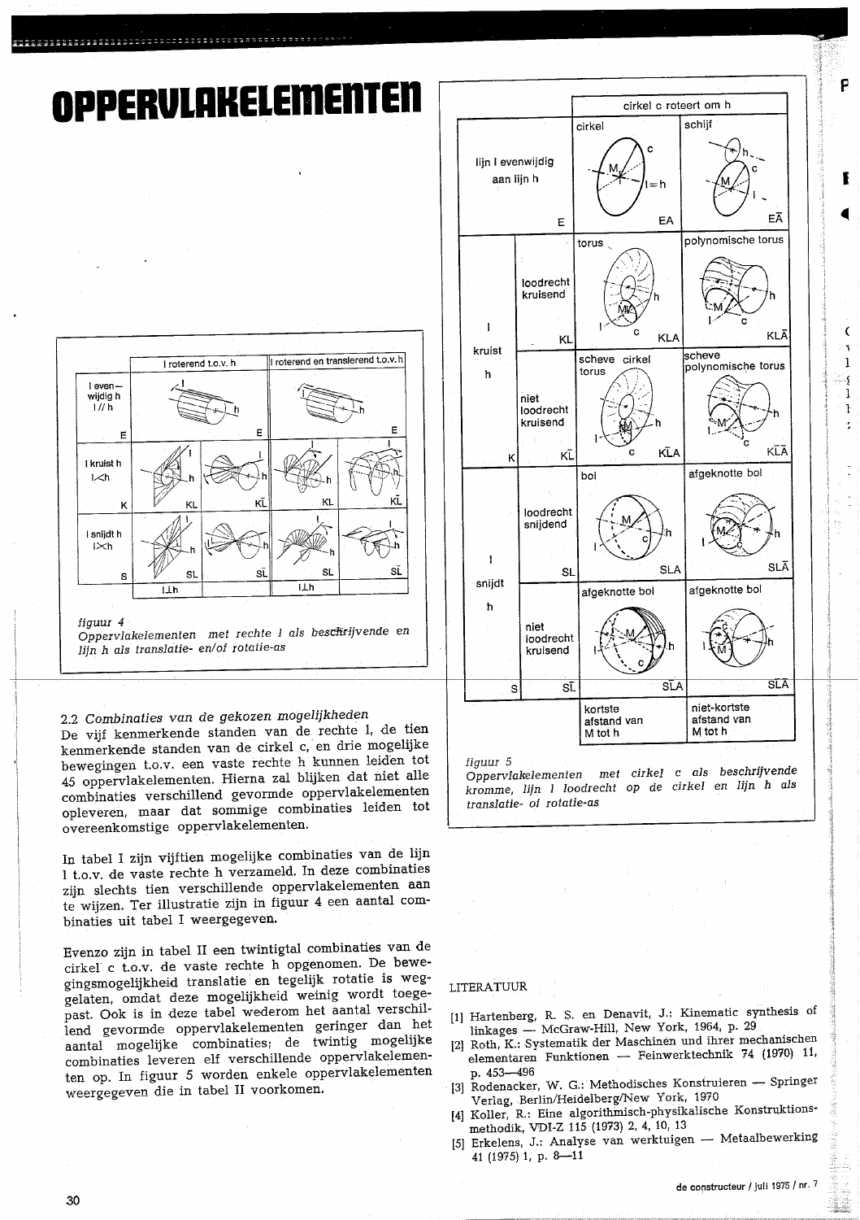# OPPERVLAKELEMENTEN

|  | l roterend t.o.v. h | l roterend en translerend t.o.v. h |
|---|---|---|
| l evenwijdig h l // h | E | E |
| l kruist h | KL, KL̄ | KL, KL̄ |
| l snijdt h | SL, SL̄ | SL, SL̄ |
|  | l⊥h | l⊥h |

*figuur 4*
*Oppervlakelementen met rechte l als beschrijvende en lijn h als translatie- en/of rotatie-as*

| | | cirkel c roteert om h | |
|---|---|---|---|
| lijn l evenwijdig aan lijn h | E | cirkel EA | schijf EĀ |
| l kruist h (K) | loodrecht kruisend KL | torus KLA | polynomische torus KLĀ |
| | niet loodrecht kruisend KL̄ | scheve cirkel torus KL̄A | scheve polynomische torus KL̄Ā |
| l snijdt h (S) | loodrecht snijdend SL | bol SLA | afgeknotte bol SLĀ |
| | niet loodrecht kruisend SL̄ | afgeknotte bol SL̄A | afgeknotte bol SL̄Ā |
| | | kortste afstand van M tot h | niet-kortste afstand van M tot h |

*figuur 5*
*Oppervlakelementen met cirkel c als beschrijvende kromme, lijn l loodrecht op de cirkel en lijn h als translatie- of rotatie-as*

*2.2 Combinaties van de gekozen mogelijkheden*

De vijf kenmerkende standen van de rechte l, de tien kenmerkende standen van de cirkel c, en drie mogelijke bewegingen t.o.v. een vaste rechte h kunnen leiden tot 45 oppervlakelementen. Hierna zal blijken dat niet alle combinaties verschillend gevormde oppervlakelementen opleveren, maar dat sommige combinaties leiden tot overeenkomstige oppervlakelementen.

In tabel I zijn vijftien mogelijke combinaties van de lijn l t.o.v. de vaste rechte h verzameld. In deze combinaties zijn slechts tien verschillende oppervlakelementen aan te wijzen. Ter illustratie zijn in figuur 4 een aantal combinaties uit tabel I weergegeven.

Evenzo zijn in tabel II een twintigtal combinaties van de cirkel c t.o.v. de vaste rechte h opgenomen. De bewegingsmogelijkheid translatie en tegelijk rotatie is weggelaten, omdat deze mogelijkheid weinig wordt toegepast. Ook is in deze tabel wederom het aantal verschillend gevormde oppervlakelementen geringer dan het aantal mogelijke combinaties; de twintig mogelijke combinaties leveren elf verschillende oppervlakelementen op. In figuur 5 worden enkele oppervlakelementen weergegeven die in tabel II voorkomen.

LITERATUUR

[1] Hartenberg, R. S. en Denavit, J.: Kinematic synthesis of linkages — McGraw-Hill, New York, 1964, p. 29
[2] Roth, K.: Systematik der Maschinen und ihrer mechanischen elementaren Funktionen — Feinwerktechnik 74 (1970) 11, p. 453—496
[3] Rodenacker, W. G.: Methodisches Konstruieren — Springer Verlag, Berlin/Heidelberg/New York, 1970
[4] Koller, R.: Eine algorithmisch-physikalische Konstruktionsmethodik, VDI-Z 115 (1973) 2, 4, 10, 13
[5] Erkelens, J.: Analyse van werktuigen — Metaalbewerking 41 (1975) 1, p. 8—11